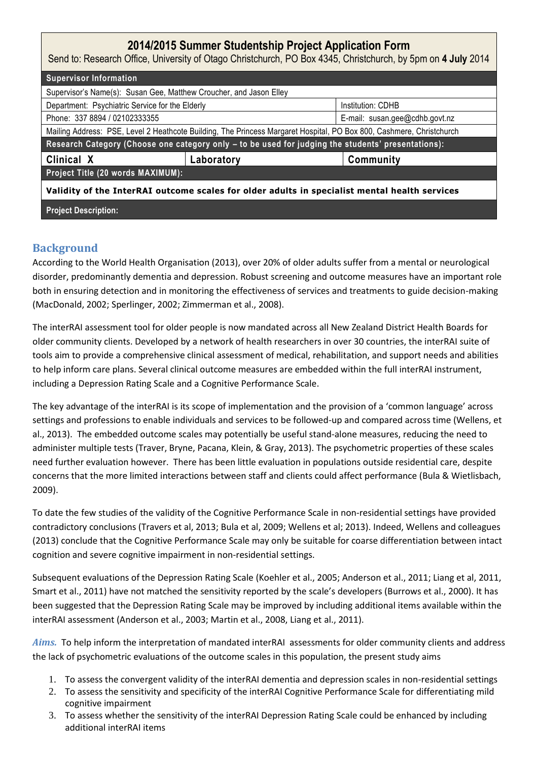# 2014/2015 Summer Studentship Project Application Form

Send to: Research Office, University of Otago Christchurch, PO Box 4345, Christchurch, by 5pm on **4 July** 2014

| **Supervisor Information** | | |
|---|---|---|
| Supervisor's Name(s): Susan Gee, Matthew Croucher, and Jason Elley | | |
| Department: Psychiatric Service for the Elderly | | Institution: CDHB |
| Phone: 337 8894 / 02102333355 | | E-mail: susan.gee@cdhb.govt.nz |
| Mailing Address: PSE, Level 2 Heathcote Building, The Princess Margaret Hospital, PO Box 800, Cashmere, Christchurch | | |
| **Research Category (Choose one category only – to be used for judging the students' presentations):** | | |
| **Clinical X** | **Laboratory** | **Community** |
| **Project Title (20 words MAXIMUM):** | | |
| **Validity of the InterRAI outcome scales for older adults in specialist mental health services** | | |
| **Project Description:** | | |

## Background

According to the World Health Organisation (2013), over 20% of older adults suffer from a mental or neurological disorder, predominantly dementia and depression. Robust screening and outcome measures have an important role both in ensuring detection and in monitoring the effectiveness of services and treatments to guide decision-making (MacDonald, 2002; Sperlinger, 2002; Zimmerman et al., 2008).

The interRAI assessment tool for older people is now mandated across all New Zealand District Health Boards for older community clients. Developed by a network of health researchers in over 30 countries, the interRAI suite of tools aim to provide a comprehensive clinical assessment of medical, rehabilitation, and support needs and abilities to help inform care plans. Several clinical outcome measures are embedded within the full interRAI instrument, including a Depression Rating Scale and a Cognitive Performance Scale.

The key advantage of the interRAI is its scope of implementation and the provision of a 'common language' across settings and professions to enable individuals and services to be followed-up and compared across time (Wellens, et al., 2013). The embedded outcome scales may potentially be useful stand-alone measures, reducing the need to administer multiple tests (Traver, Bryne, Pacana, Klein, & Gray, 2013). The psychometric properties of these scales need further evaluation however. There has been little evaluation in populations outside residential care, despite concerns that the more limited interactions between staff and clients could affect performance (Bula & Wietlisbach, 2009).

To date the few studies of the validity of the Cognitive Performance Scale in non-residential settings have provided contradictory conclusions (Travers et al, 2013; Bula et al, 2009; Wellens et al; 2013). Indeed, Wellens and colleagues (2013) conclude that the Cognitive Performance Scale may only be suitable for coarse differentiation between intact cognition and severe cognitive impairment in non-residential settings.

Subsequent evaluations of the Depression Rating Scale (Koehler et al., 2005; Anderson et al., 2011; Liang et al, 2011, Smart et al., 2011) have not matched the sensitivity reported by the scale's developers (Burrows et al., 2000). It has been suggested that the Depression Rating Scale may be improved by including additional items available within the interRAI assessment (Anderson et al., 2003; Martin et al., 2008, Liang et al., 2011).

***Aims.*** To help inform the interpretation of mandated interRAI assessments for older community clients and address the lack of psychometric evaluations of the outcome scales in this population, the present study aims

1. To assess the convergent validity of the interRAI dementia and depression scales in non-residential settings
2. To assess the sensitivity and specificity of the interRAI Cognitive Performance Scale for differentiating mild cognitive impairment
3. To assess whether the sensitivity of the interRAI Depression Rating Scale could be enhanced by including additional interRAI items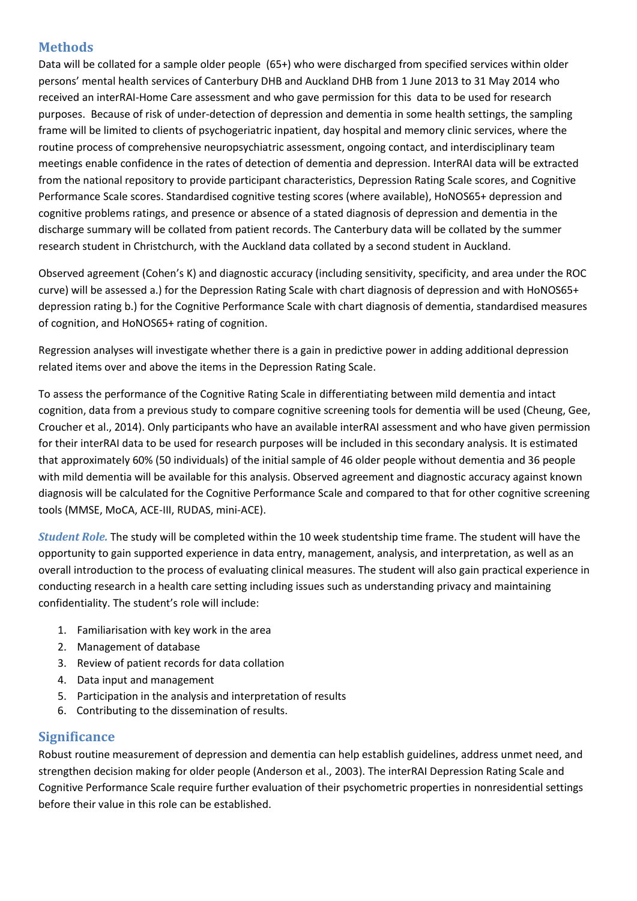## Methods

Data will be collated for a sample older people (65+) who were discharged from specified services within older persons' mental health services of Canterbury DHB and Auckland DHB from 1 June 2013 to 31 May 2014 who received an interRAI-Home Care assessment and who gave permission for this data to be used for research purposes. Because of risk of under-detection of depression and dementia in some health settings, the sampling frame will be limited to clients of psychogeriatric inpatient, day hospital and memory clinic services, where the routine process of comprehensive neuropsychiatric assessment, ongoing contact, and interdisciplinary team meetings enable confidence in the rates of detection of dementia and depression. InterRAI data will be extracted from the national repository to provide participant characteristics, Depression Rating Scale scores, and Cognitive Performance Scale scores. Standardised cognitive testing scores (where available), HoNOS65+ depression and cognitive problems ratings, and presence or absence of a stated diagnosis of depression and dementia in the discharge summary will be collated from patient records. The Canterbury data will be collated by the summer research student in Christchurch, with the Auckland data collated by a second student in Auckland.

Observed agreement (Cohen's K) and diagnostic accuracy (including sensitivity, specificity, and area under the ROC curve) will be assessed a.) for the Depression Rating Scale with chart diagnosis of depression and with HoNOS65+ depression rating b.) for the Cognitive Performance Scale with chart diagnosis of dementia, standardised measures of cognition, and HoNOS65+ rating of cognition.

Regression analyses will investigate whether there is a gain in predictive power in adding additional depression related items over and above the items in the Depression Rating Scale.

To assess the performance of the Cognitive Rating Scale in differentiating between mild dementia and intact cognition, data from a previous study to compare cognitive screening tools for dementia will be used (Cheung, Gee, Croucher et al., 2014). Only participants who have an available interRAI assessment and who have given permission for their interRAI data to be used for research purposes will be included in this secondary analysis. It is estimated that approximately 60% (50 individuals) of the initial sample of 46 older people without dementia and 36 people with mild dementia will be available for this analysis. Observed agreement and diagnostic accuracy against known diagnosis will be calculated for the Cognitive Performance Scale and compared to that for other cognitive screening tools (MMSE, MoCA, ACE-III, RUDAS, mini-ACE).

***Student Role.*** The study will be completed within the 10 week studentship time frame. The student will have the opportunity to gain supported experience in data entry, management, analysis, and interpretation, as well as an overall introduction to the process of evaluating clinical measures. The student will also gain practical experience in conducting research in a health care setting including issues such as understanding privacy and maintaining confidentiality. The student's role will include:

1. Familiarisation with key work in the area
2. Management of database
3. Review of patient records for data collation
4. Data input and management
5. Participation in the analysis and interpretation of results
6. Contributing to the dissemination of results.

## Significance

Robust routine measurement of depression and dementia can help establish guidelines, address unmet need, and strengthen decision making for older people (Anderson et al., 2003). The interRAI Depression Rating Scale and Cognitive Performance Scale require further evaluation of their psychometric properties in nonresidential settings before their value in this role can be established.